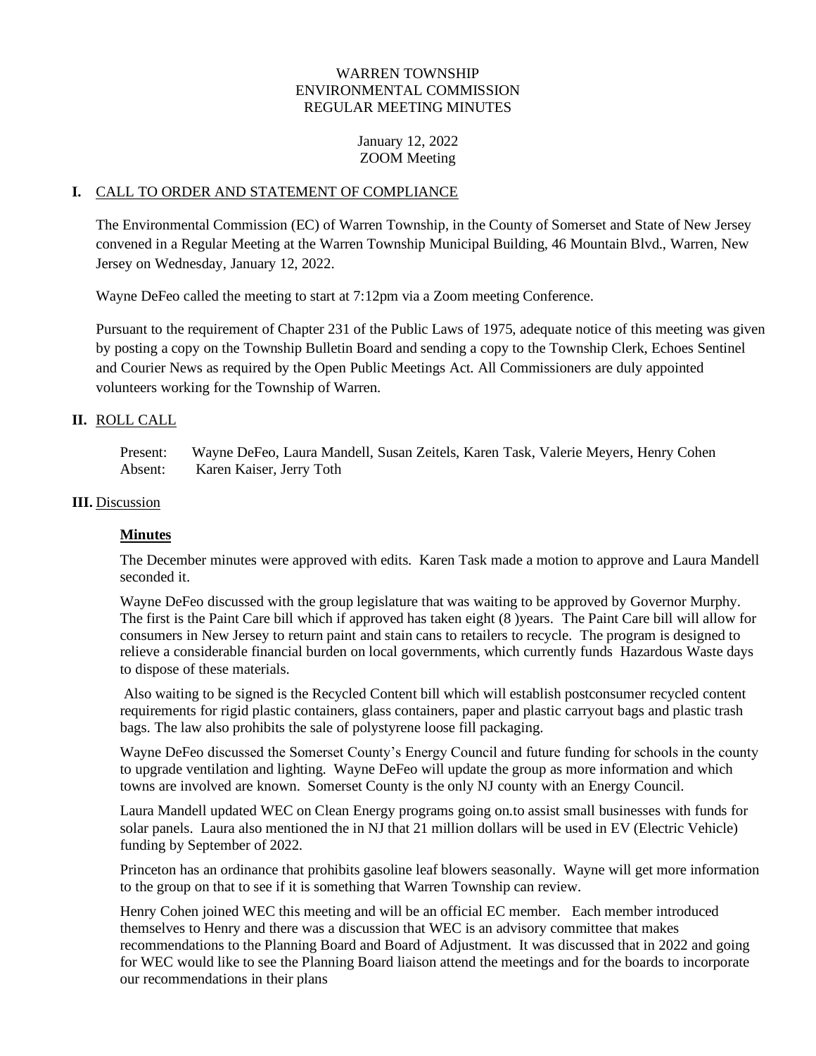# WARREN TOWNSHIP
# ENVIRONMENTAL COMMISSION
# REGULAR MEETING MINUTES

January 12, 2022
ZOOM Meeting

## I. CALL TO ORDER AND STATEMENT OF COMPLIANCE

The Environmental Commission (EC) of Warren Township, in the County of Somerset and State of New Jersey convened in a Regular Meeting at the Warren Township Municipal Building, 46 Mountain Blvd., Warren, New Jersey on Wednesday, January 12, 2022.

Wayne DeFeo called the meeting to start at 7:12pm via a Zoom meeting Conference.

Pursuant to the requirement of Chapter 231 of the Public Laws of 1975, adequate notice of this meeting was given by posting a copy on the Township Bulletin Board and sending a copy to the Township Clerk, Echoes Sentinel and Courier News as required by the Open Public Meetings Act. All Commissioners are duly appointed volunteers working for the Township of Warren.

## II. ROLL CALL

Present: Wayne DeFeo, Laura Mandell, Susan Zeitels, Karen Task, Valerie Meyers, Henry Cohen
Absent: Karen Kaiser, Jerry Toth

## III. Discussion

### Minutes

The December minutes were approved with edits. Karen Task made a motion to approve and Laura Mandell seconded it.

Wayne DeFeo discussed with the group legislature that was waiting to be approved by Governor Murphy. The first is the Paint Care bill which if approved has taken eight (8 )years. The Paint Care bill will allow for consumers in New Jersey to return paint and stain cans to retailers to recycle. The program is designed to relieve a considerable financial burden on local governments, which currently funds Hazardous Waste days to dispose of these materials.

Also waiting to be signed is the Recycled Content bill which will establish postconsumer recycled content requirements for rigid plastic containers, glass containers, paper and plastic carryout bags and plastic trash bags. The law also prohibits the sale of polystyrene loose fill packaging.

Wayne DeFeo discussed the Somerset County's Energy Council and future funding for schools in the county to upgrade ventilation and lighting. Wayne DeFeo will update the group as more information and which towns are involved are known. Somerset County is the only NJ county with an Energy Council.

Laura Mandell updated WEC on Clean Energy programs going on.to assist small businesses with funds for solar panels. Laura also mentioned the in NJ that 21 million dollars will be used in EV (Electric Vehicle) funding by September of 2022.

Princeton has an ordinance that prohibits gasoline leaf blowers seasonally. Wayne will get more information to the group on that to see if it is something that Warren Township can review.

Henry Cohen joined WEC this meeting and will be an official EC member. Each member introduced themselves to Henry and there was a discussion that WEC is an advisory committee that makes recommendations to the Planning Board and Board of Adjustment. It was discussed that in 2022 and going for WEC would like to see the Planning Board liaison attend the meetings and for the boards to incorporate our recommendations in their plans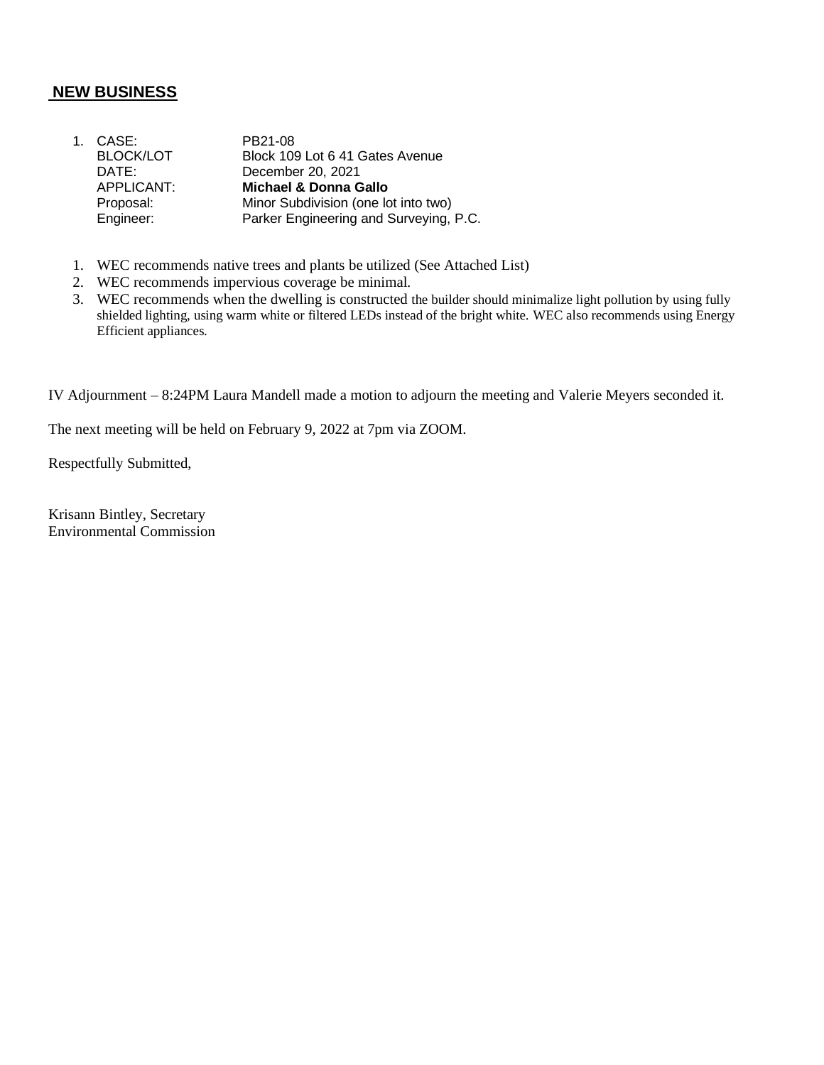## NEW BUSINESS

1. CASE: PB21-08
   BLOCK/LOT Block 109 Lot 6 41 Gates Avenue
   DATE: December 20, 2021
   APPLICANT: **Michael & Donna Gallo**
   Proposal: Minor Subdivision (one lot into two)
   Engineer: Parker Engineering and Surveying, P.C.

1. WEC recommends native trees and plants be utilized (See Attached List)
2. WEC recommends impervious coverage be minimal.
3. WEC recommends when the dwelling is constructed the builder should minimalize light pollution by using fully shielded lighting, using warm white or filtered LEDs instead of the bright white. WEC also recommends using Energy Efficient appliances.

IV Adjournment – 8:24PM Laura Mandell made a motion to adjourn the meeting and Valerie Meyers seconded it.

The next meeting will be held on February 9, 2022 at 7pm via ZOOM.

Respectfully Submitted,

Krisann Bintley, Secretary
Environmental Commission